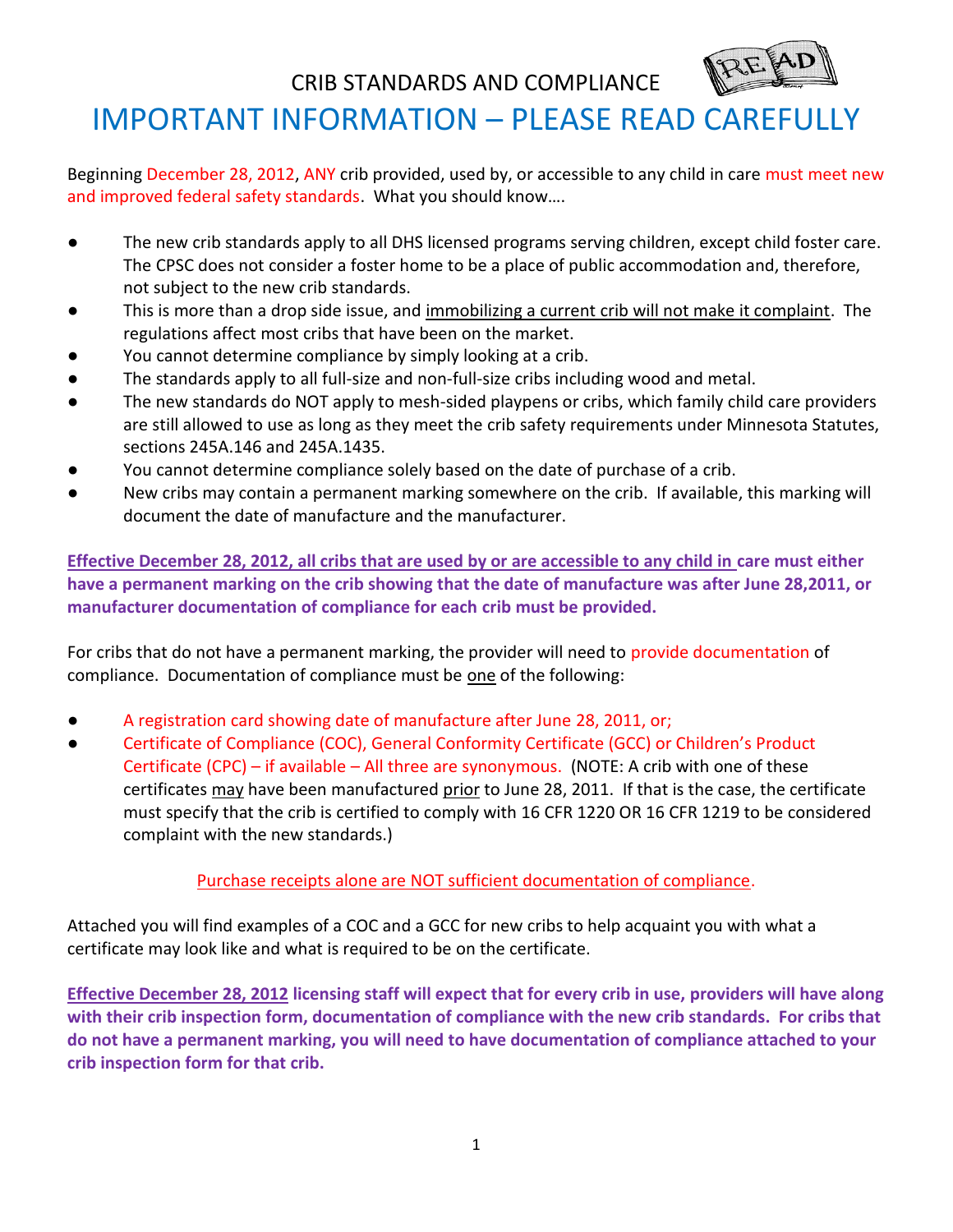# CRIB STANDARDS AND COMPLIANCE

## IMPORTANT INFORMATION – PLEASE READ CAREFULLY

Beginning December 28, 2012, ANY crib provided, used by, or accessible to any child in care must meet new and improved federal safety standards. What you should know….

- The new crib standards apply to all DHS licensed programs serving children, except child foster care. The CPSC does not consider a foster home to be a place of public accommodation and, therefore, not subject to the new crib standards.
- This is more than a drop side issue, and immobilizing a current crib will not make it complaint. The regulations affect most cribs that have been on the market.
- You cannot determine compliance by simply looking at a crib.
- The standards apply to all full-size and non-full-size cribs including wood and metal.
- The new standards do NOT apply to mesh-sided playpens or cribs, which family child care providers are still allowed to use as long as they meet the crib safety requirements under Minnesota Statutes, sections 245A.146 and 245A.1435.
- You cannot determine compliance solely based on the date of purchase of a crib.
- New cribs may contain a permanent marking somewhere on the crib. If available, this marking will document the date of manufacture and the manufacturer.

**Effective December 28, 2012, all cribs that are used by or are accessible to any child in care must either have a permanent marking on the crib showing that the date of manufacture was after June 28,2011, or manufacturer documentation of compliance for each crib must be provided.**

For cribs that do not have a permanent marking, the provider will need to provide documentation of compliance. Documentation of compliance must be one of the following:

- A registration card showing date of manufacture after June 28, 2011, or;
- Certificate of Compliance (COC), General Conformity Certificate (GCC) or Children's Product Certificate (CPC) – if available – All three are synonymous. (NOTE: A crib with one of these certificates may have been manufactured prior to June 28, 2011. If that is the case, the certificate must specify that the crib is certified to comply with 16 CFR 1220 OR 16 CFR 1219 to be considered complaint with the new standards.)

Purchase receipts alone are NOT sufficient documentation of compliance.

Attached you will find examples of a COC and a GCC for new cribs to help acquaint you with what a certificate may look like and what is required to be on the certificate.

**Effective December 28, 2012 licensing staff will expect that for every crib in use, providers will have along with their crib inspection form, documentation of compliance with the new crib standards. For cribs that do not have a permanent marking, you will need to have documentation of compliance attached to your crib inspection form for that crib.**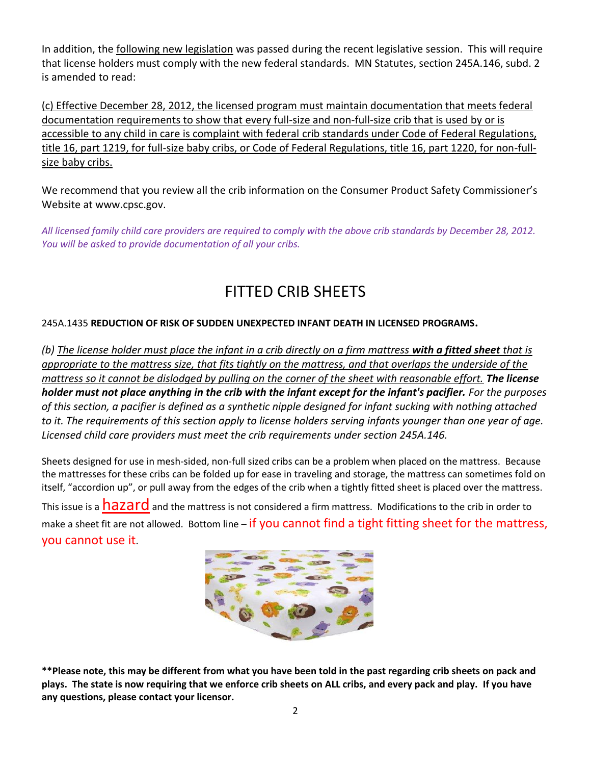In addition, the following new legislation was passed during the recent legislative session. This will require that license holders must comply with the new federal standards. MN Statutes, section 245A.146, subd. 2 is amended to read:

(c) Effective December 28, 2012, the licensed program must maintain documentation that meets federal documentation requirements to show that every full-size and non-full-size crib that is used by or is accessible to any child in care is complaint with federal crib standards under Code of Federal Regulations, title 16, part 1219, for full-size baby cribs, or Code of Federal Regulations, title 16, part 1220, for non-full-size baby cribs.

We recommend that you review all the crib information on the Consumer Product Safety Commissioner's Website at www.cpsc.gov.

*All licensed family child care providers are required to comply with the above crib standards by December 28, 2012. You will be asked to provide documentation of all your cribs.*

# FITTED CRIB SHEETS

245A.1435 **REDUCTION OF RISK OF SUDDEN UNEXPECTED INFANT DEATH IN LICENSED PROGRAMS.**

*(b) The license holder must place the infant in a crib directly on a firm mattress **with a fitted sheet** that is appropriate to the mattress size, that fits tightly on the mattress, and that overlaps the underside of the mattress so it cannot be dislodged by pulling on the corner of the sheet with reasonable effort. **The license holder must not place anything in the crib with the infant except for the infant's pacifier.** For the purposes of this section, a pacifier is defined as a synthetic nipple designed for infant sucking with nothing attached to it. The requirements of this section apply to license holders serving infants younger than one year of age. Licensed child care providers must meet the crib requirements under section 245A.146.*

Sheets designed for use in mesh-sided, non-full sized cribs can be a problem when placed on the mattress. Because the mattresses for these cribs can be folded up for ease in traveling and storage, the mattress can sometimes fold on itself, "accordion up", or pull away from the edges of the crib when a tightly fitted sheet is placed over the mattress. This issue is a hazard and the mattress is not considered a firm mattress. Modifications to the crib in order to make a sheet fit are not allowed. Bottom line – if you cannot find a tight fitting sheet for the mattress, you cannot use it.

**\*\*Please note, this may be different from what you have been told in the past regarding crib sheets on pack and plays. The state is now requiring that we enforce crib sheets on ALL cribs, and every pack and play. If you have any questions, please contact your licensor.**